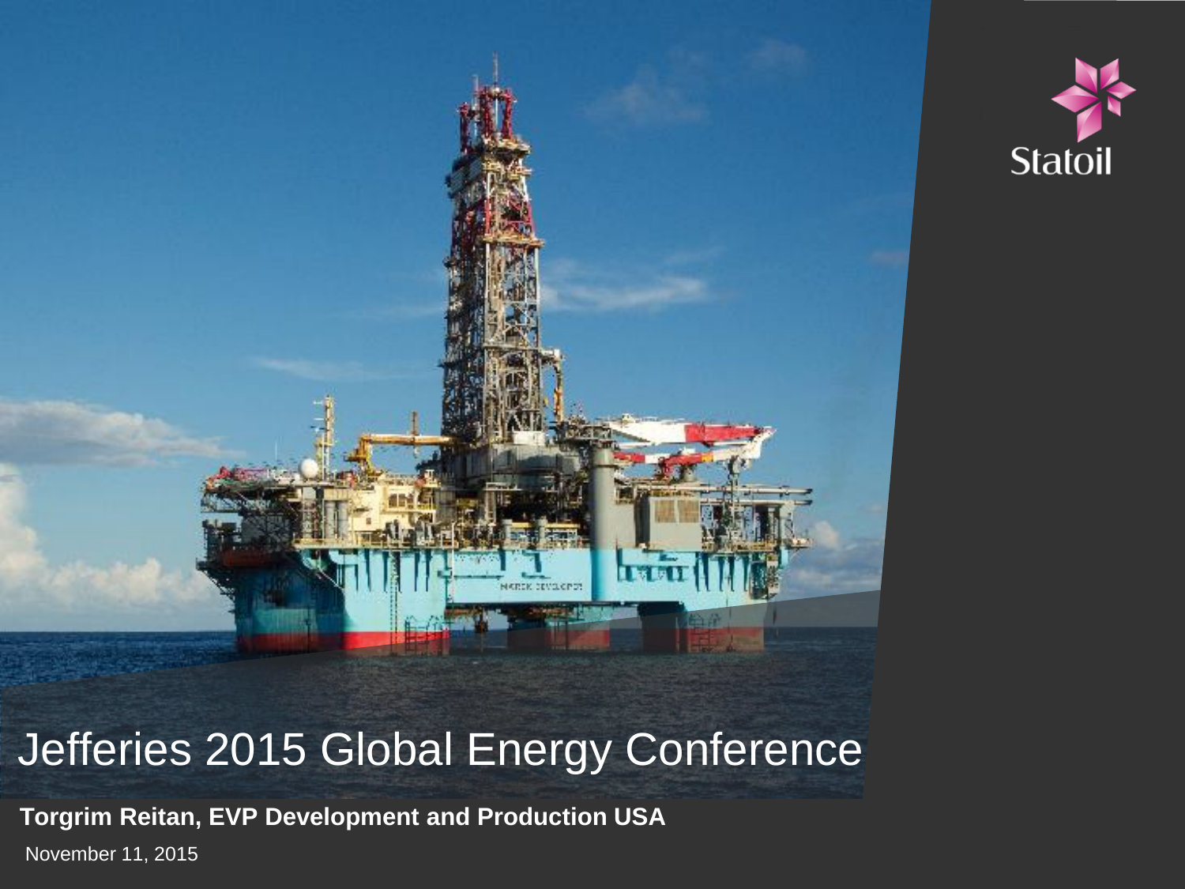# Jefferies 2015 Global Energy Conference

**Torgrim Reitan, EVP Development and Production USA**

November 11, 2015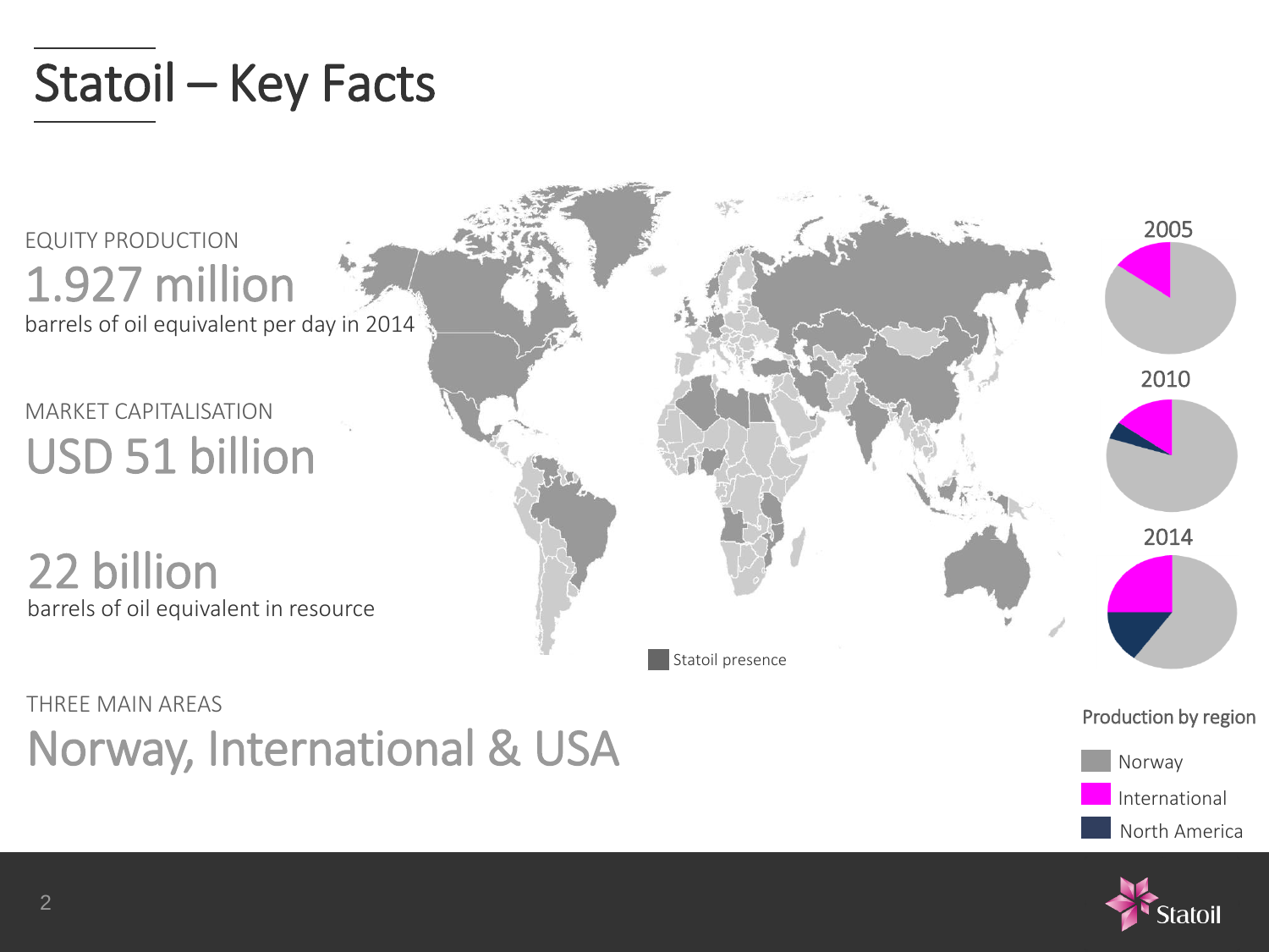# Statoil – Key Facts

EQUITY PRODUCTION

## 1.927 million

barrels of oil equivalent per day in 2014

MARKET CAPITALISATION

## USD 51 billion

## 22 billion

barrels of oil equivalent in resource

THREE MAIN AREAS

## Norway, International & USA

Statoil presence

2005

2010

2014

Production by region

- Norway
- International
- North America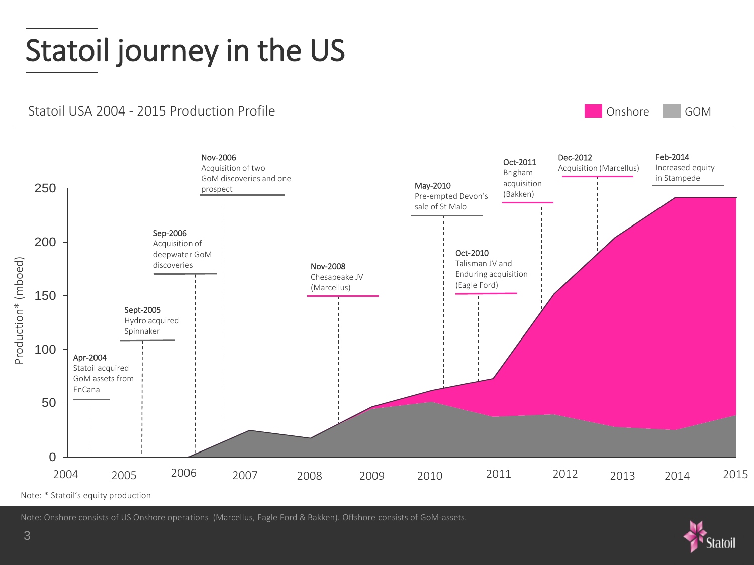# Statoil journey in the US

Statoil USA 2004 - 2015 Production Profile

Onshore GOM

Production* (mboed)

250
200
150
100
50
0

2004 2005 2006 2007 2008 2009 2010 2011 2012 2013 2014 2015

**Apr-2004**
Statoil acquired GoM assets from EnCana

**Sept-2005**
Hydro acquired Spinnaker

**Sep-2006**
Acquisition of deepwater GoM discoveries

**Nov-2006**
Acquisition of two GoM discoveries and one prospect

**Nov-2008**
Chesapeake JV (Marcellus)

**May-2010**
Pre-empted Devon's sale of St Malo

**Oct-2010**
Talisman JV and Enduring acquisition (Eagle Ford)

**Oct-2011**
Brigham acquisition (Bakken)

**Dec-2012**
Acquisition (Marcellus)

**Feb-2014**
Increased equity in Stampede

Note: * Statoil's equity production

Note: Onshore consists of US Onshore operations (Marcellus, Eagle Ford & Bakken). Offshore consists of GoM-assets.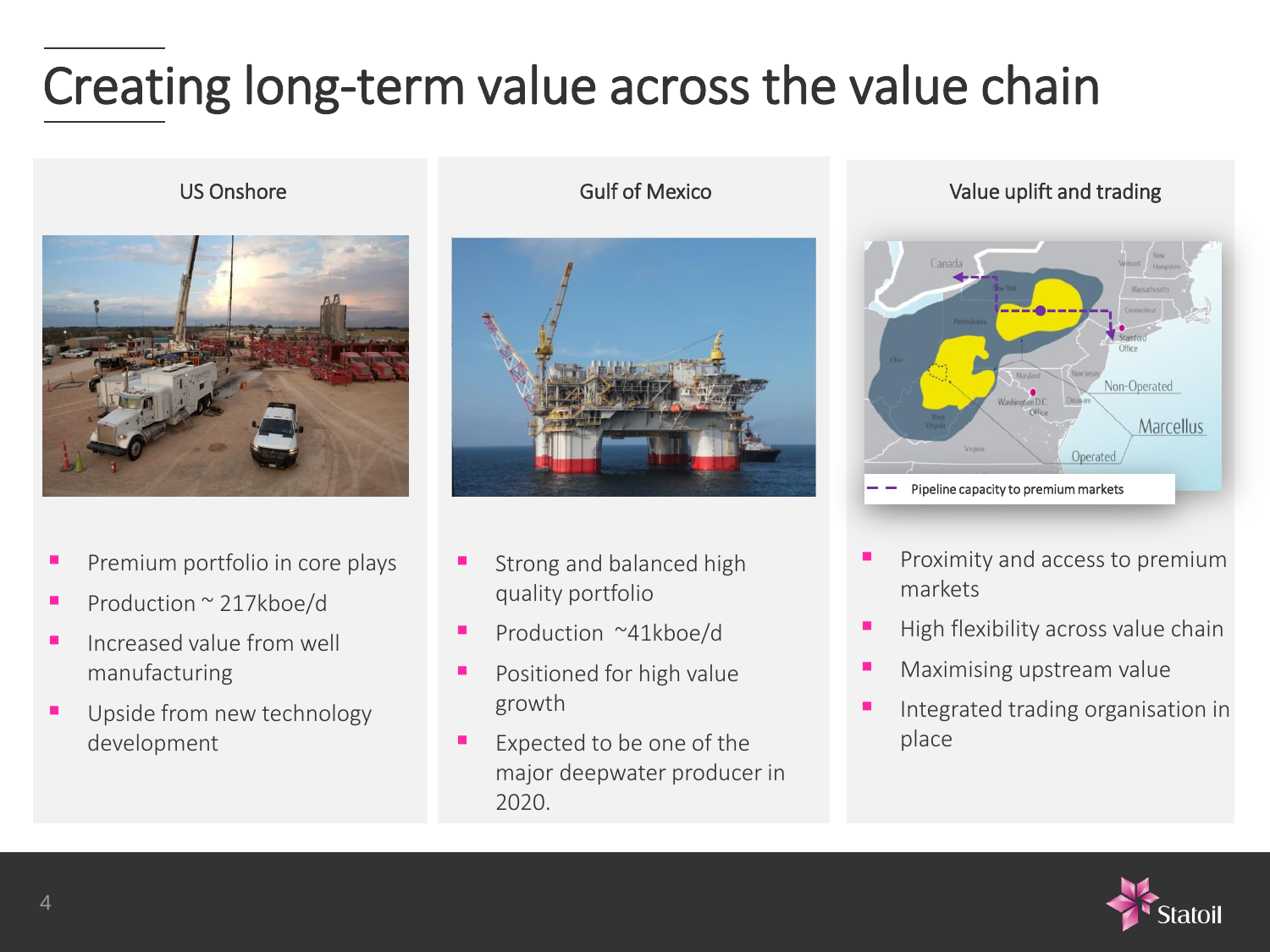# Creating long-term value across the value chain

## US Onshore

- Premium portfolio in core plays
- Production ~ 217kboe/d
- Increased value from well manufacturing
- Upside from new technology development

## Gulf of Mexico

- Strong and balanced high quality portfolio
- Production ~41kboe/d
- Positioned for high value growth
- Expected to be one of the major deepwater producer in 2020.

## Value uplift and trading

- Proximity and access to premium markets
- High flexibility across value chain
- Maximising upstream value
- Integrated trading organisation in place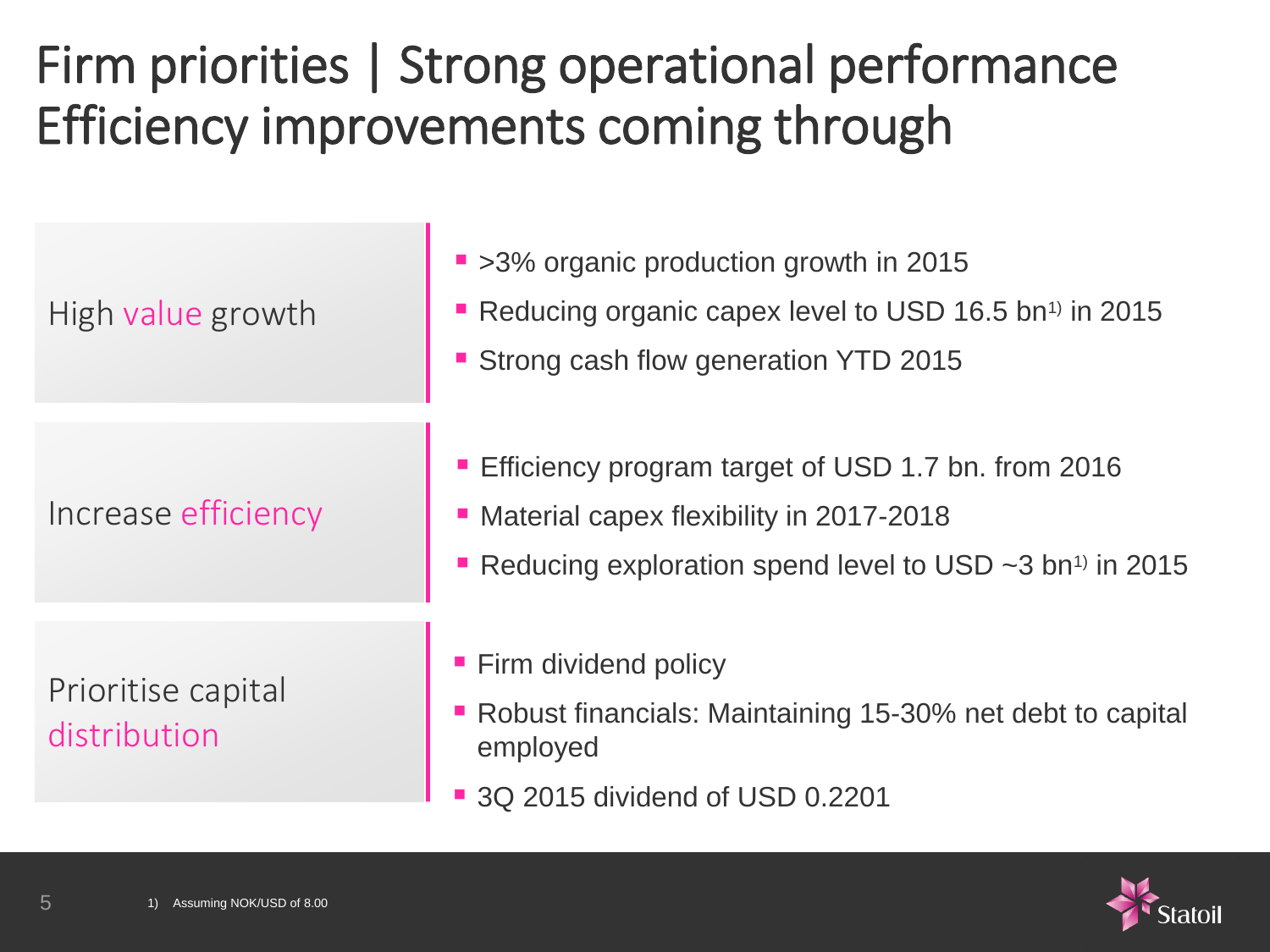# Firm priorities | Strong operational performance Efficiency improvements coming through

## High value growth

- >3% organic production growth in 2015
- Reducing organic capex level to USD 16.5 bn[1] in 2015
- Strong cash flow generation YTD 2015

## Increase efficiency

- Efficiency program target of USD 1.7 bn. from 2016
- Material capex flexibility in 2017-2018
- Reducing exploration spend level to USD ~3 bn[1] in 2015

## Prioritise capital distribution

- Firm dividend policy
- Robust financials: Maintaining 15-30% net debt to capital employed
- 3Q 2015 dividend of USD 0.2201

1) Assuming NOK/USD of 8.00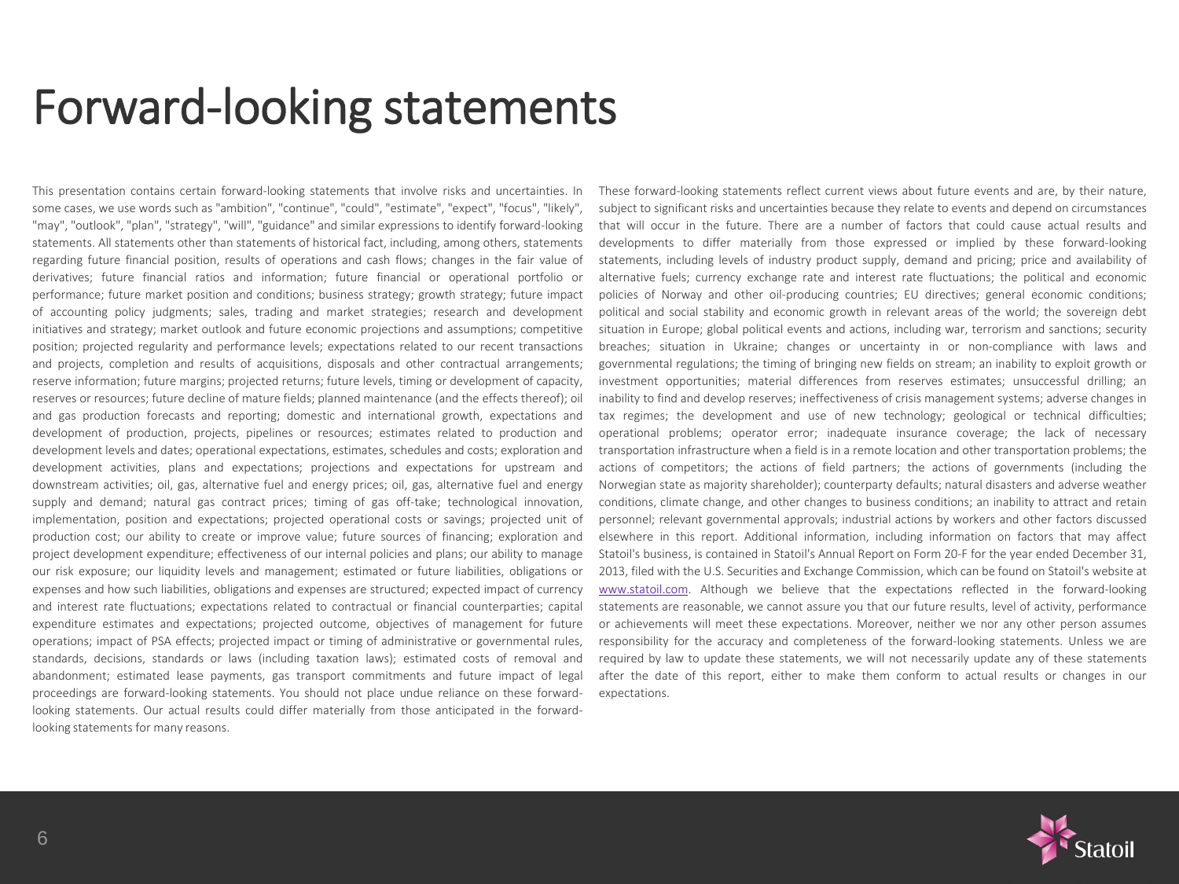# Forward-looking statements

This presentation contains certain forward-looking statements that involve risks and uncertainties. In some cases, we use words such as "ambition", "continue", "could", "estimate", "expect", "focus", "likely", "may", "outlook", "plan", "strategy", "will", "guidance" and similar expressions to identify forward-looking statements. All statements other than statements of historical fact, including, among others, statements regarding future financial position, results of operations and cash flows; changes in the fair value of derivatives; future financial ratios and information; future financial or operational portfolio or performance; future market position and conditions; business strategy; growth strategy; future impact of accounting policy judgments; sales, trading and market strategies; research and development initiatives and strategy; market outlook and future economic projections and assumptions; competitive position; projected regularity and performance levels; expectations related to our recent transactions and projects, completion and results of acquisitions, disposals and other contractual arrangements; reserve information; future margins; projected returns; future levels, timing or development of capacity, reserves or resources; future decline of mature fields; planned maintenance (and the effects thereof); oil and gas production forecasts and reporting; domestic and international growth, expectations and development of production, projects, pipelines or resources; estimates related to production and development levels and dates; operational expectations, estimates, schedules and costs; exploration and development activities, plans and expectations; projections and expectations for upstream and downstream activities; oil, gas, alternative fuel and energy prices; oil, gas, alternative fuel and energy supply and demand; natural gas contract prices; timing of gas off-take; technological innovation, implementation, position and expectations; projected operational costs or savings; projected unit of production cost; our ability to create or improve value; future sources of financing; exploration and project development expenditure; effectiveness of our internal policies and plans; our ability to manage our risk exposure; our liquidity levels and management; estimated or future liabilities, obligations or expenses and how such liabilities, obligations and expenses are structured; expected impact of currency and interest rate fluctuations; expectations related to contractual or financial counterparties; capital expenditure estimates and expectations; projected outcome, objectives of management for future operations; impact of PSA effects; projected impact or timing of administrative or governmental rules, standards, decisions, standards or laws (including taxation laws); estimated costs of removal and abandonment; estimated lease payments, gas transport commitments and future impact of legal proceedings are forward-looking statements. You should not place undue reliance on these forward-looking statements. Our actual results could differ materially from those anticipated in the forward-looking statements for many reasons.

These forward-looking statements reflect current views about future events and are, by their nature, subject to significant risks and uncertainties because they relate to events and depend on circumstances that will occur in the future. There are a number of factors that could cause actual results and developments to differ materially from those expressed or implied by these forward-looking statements, including levels of industry product supply, demand and pricing; price and availability of alternative fuels; currency exchange rate and interest rate fluctuations; the political and economic policies of Norway and other oil-producing countries; EU directives; general economic conditions; political and social stability and economic growth in relevant areas of the world; the sovereign debt situation in Europe; global political events and actions, including war, terrorism and sanctions; security breaches; situation in Ukraine; changes or uncertainty in or non-compliance with laws and governmental regulations; the timing of bringing new fields on stream; an inability to exploit growth or investment opportunities; material differences from reserves estimates; unsuccessful drilling; an inability to find and develop reserves; ineffectiveness of crisis management systems; adverse changes in tax regimes; the development and use of new technology; geological or technical difficulties; operational problems; operator error; inadequate insurance coverage; the lack of necessary transportation infrastructure when a field is in a remote location and other transportation problems; the actions of competitors; the actions of field partners; the actions of governments (including the Norwegian state as majority shareholder); counterparty defaults; natural disasters and adverse weather conditions, climate change, and other changes to business conditions; an inability to attract and retain personnel; relevant governmental approvals; industrial actions by workers and other factors discussed elsewhere in this report. Additional information, including information on factors that may affect Statoil's business, is contained in Statoil's Annual Report on Form 20-F for the year ended December 31, 2013, filed with the U.S. Securities and Exchange Commission, which can be found on Statoil's website at www.statoil.com. Although we believe that the expectations reflected in the forward-looking statements are reasonable, we cannot assure you that our future results, level of activity, performance or achievements will meet these expectations. Moreover, neither we nor any other person assumes responsibility for the accuracy and completeness of the forward-looking statements. Unless we are required by law to update these statements, we will not necessarily update any of these statements after the date of this report, either to make them conform to actual results or changes in our expectations.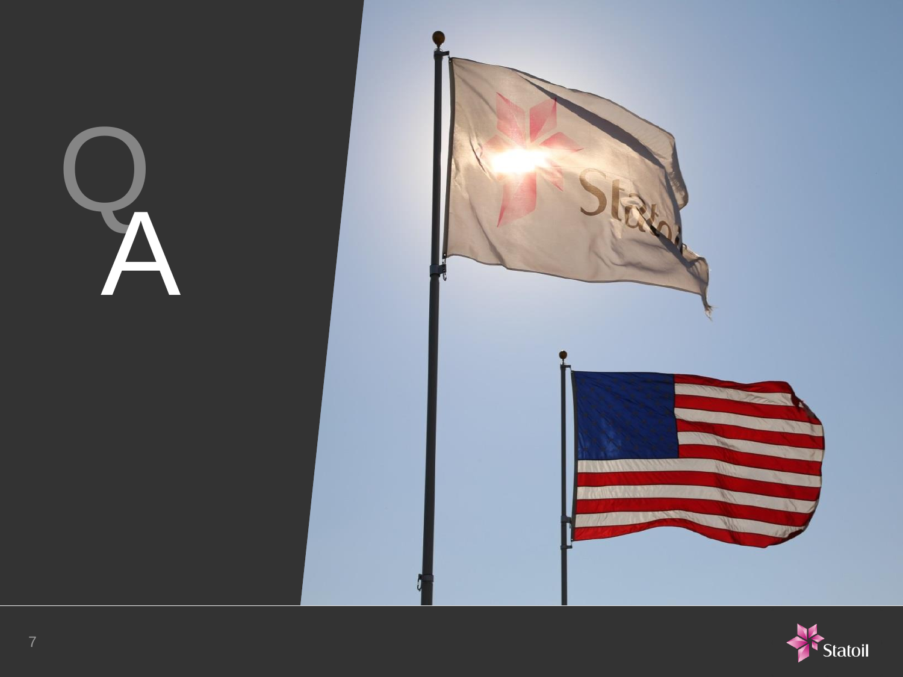# Q A